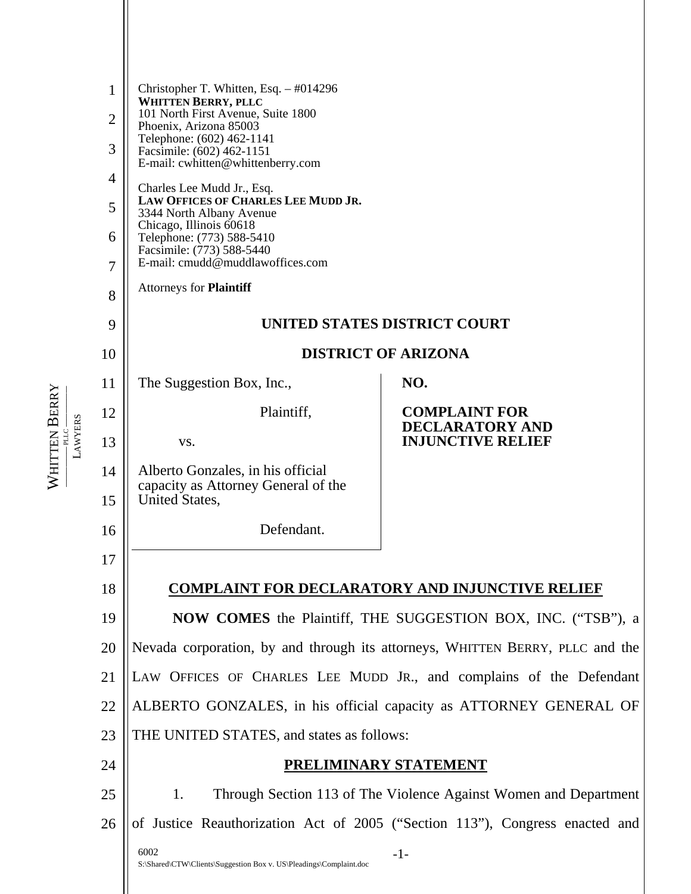Christopher T. Whitten, Esq. – #014296
**WHITTEN BERRY, PLLC**
101 North First Avenue, Suite 1800
Phoenix, Arizona 85003
Telephone: (602) 462-1141
Facsimile: (602) 462-1151
E-mail: cwhitten@whittenberry.com

Charles Lee Mudd Jr., Esq.
**LAW OFFICES OF CHARLES LEE MUDD JR.**
3344 North Albany Avenue
Chicago, Illinois 60618
Telephone: (773) 588-5410
Facsimile: (773) 588-5440
E-mail: cmudd@muddlawoffices.com

Attorneys for **Plaintiff**

**UNITED STATES DISTRICT COURT**

**DISTRICT OF ARIZONA**

| | |
|---|---|
| The Suggestion Box, Inc.,<br><br>Plaintiff,<br><br>vs.<br><br>Alberto Gonzales, in his official capacity as Attorney General of the United States,<br><br>Defendant. | **NO.**<br><br>**COMPLAINT FOR DECLARATORY AND INJUNCTIVE RELIEF** |

## COMPLAINT FOR DECLARATORY AND INJUNCTIVE RELIEF

**NOW COMES** the Plaintiff, THE SUGGESTION BOX, INC. ("TSB"), a Nevada corporation, by and through its attorneys, WHITTEN BERRY, PLLC and the LAW OFFICES OF CHARLES LEE MUDD JR., and complains of the Defendant ALBERTO GONZALES, in his official capacity as ATTORNEY GENERAL OF THE UNITED STATES, and states as follows:

## PRELIMINARY STATEMENT

1. Through Section 113 of The Violence Against Women and Department of Justice Reauthorization Act of 2005 ("Section 113"), Congress enacted and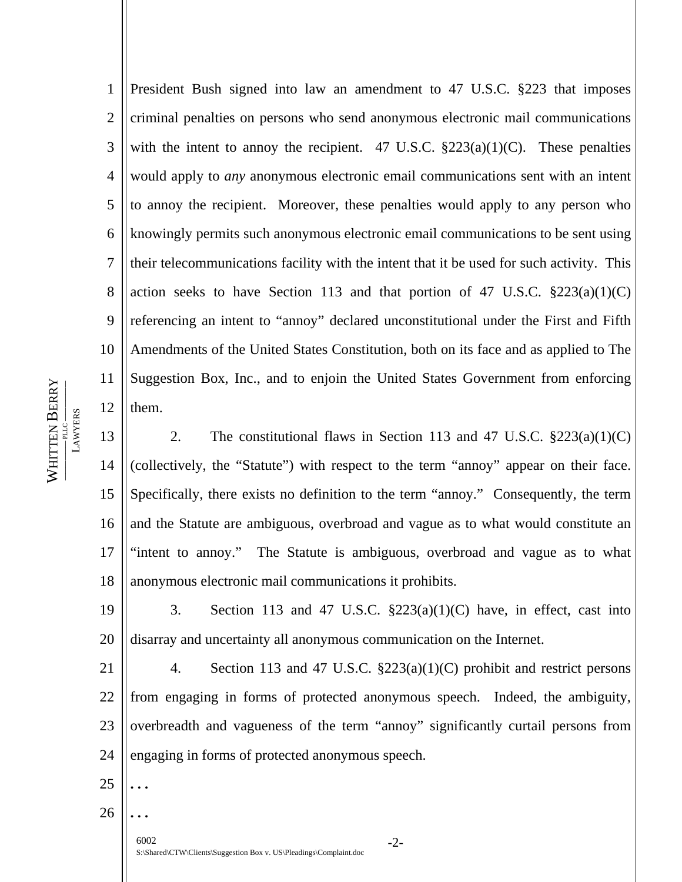President Bush signed into law an amendment to 47 U.S.C. §223 that imposes criminal penalties on persons who send anonymous electronic mail communications with the intent to annoy the recipient. 47 U.S.C. §223(a)(1)(C). These penalties would apply to *any* anonymous electronic email communications sent with an intent to annoy the recipient. Moreover, these penalties would apply to any person who knowingly permits such anonymous electronic email communications to be sent using their telecommunications facility with the intent that it be used for such activity. This action seeks to have Section 113 and that portion of 47 U.S.C. §223(a)(1)(C) referencing an intent to "annoy" declared unconstitutional under the First and Fifth Amendments of the United States Constitution, both on its face and as applied to The Suggestion Box, Inc., and to enjoin the United States Government from enforcing them.

2. The constitutional flaws in Section 113 and 47 U.S.C. §223(a)(1)(C) (collectively, the "Statute") with respect to the term "annoy" appear on their face. Specifically, there exists no definition to the term "annoy." Consequently, the term and the Statute are ambiguous, overbroad and vague as to what would constitute an "intent to annoy." The Statute is ambiguous, overbroad and vague as to what anonymous electronic mail communications it prohibits.

3. Section 113 and 47 U.S.C. §223(a)(1)(C) have, in effect, cast into disarray and uncertainty all anonymous communication on the Internet.

4. Section 113 and 47 U.S.C. §223(a)(1)(C) prohibit and restrict persons from engaging in forms of protected anonymous speech. Indeed, the ambiguity, overbreadth and vagueness of the term "annoy" significantly curtail persons from engaging in forms of protected anonymous speech.

. . .

. . .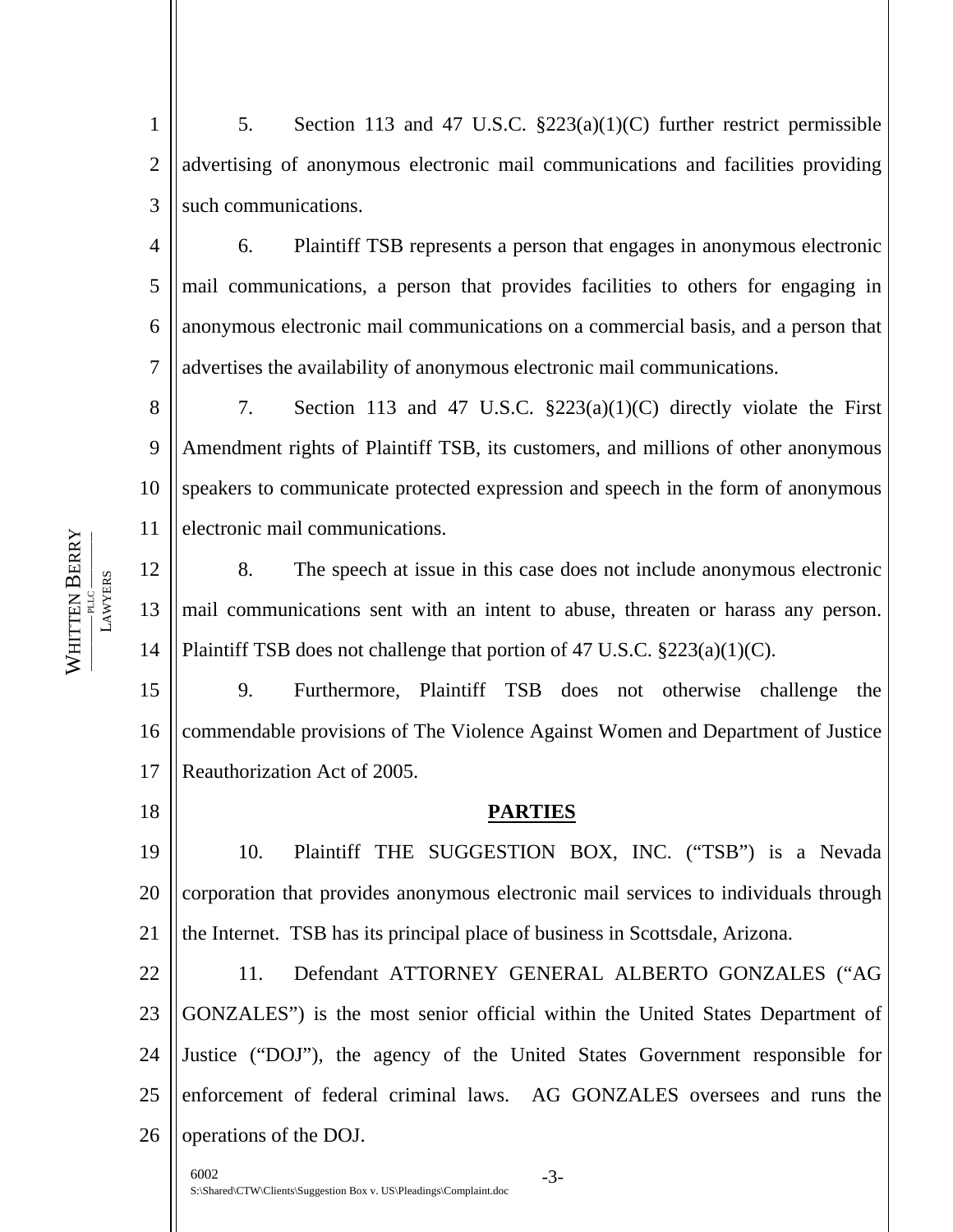5. Section 113 and 47 U.S.C. §223(a)(1)(C) further restrict permissible advertising of anonymous electronic mail communications and facilities providing such communications.

6. Plaintiff TSB represents a person that engages in anonymous electronic mail communications, a person that provides facilities to others for engaging in anonymous electronic mail communications on a commercial basis, and a person that advertises the availability of anonymous electronic mail communications.

7. Section 113 and 47 U.S.C. §223(a)(1)(C) directly violate the First Amendment rights of Plaintiff TSB, its customers, and millions of other anonymous speakers to communicate protected expression and speech in the form of anonymous electronic mail communications.

8. The speech at issue in this case does not include anonymous electronic mail communications sent with an intent to abuse, threaten or harass any person. Plaintiff TSB does not challenge that portion of 47 U.S.C. §223(a)(1)(C).

9. Furthermore, Plaintiff TSB does not otherwise challenge the commendable provisions of The Violence Against Women and Department of Justice Reauthorization Act of 2005.

## PARTIES

10. Plaintiff THE SUGGESTION BOX, INC. ("TSB") is a Nevada corporation that provides anonymous electronic mail services to individuals through the Internet. TSB has its principal place of business in Scottsdale, Arizona.

11. Defendant ATTORNEY GENERAL ALBERTO GONZALES ("AG GONZALES") is the most senior official within the United States Department of Justice ("DOJ"), the agency of the United States Government responsible for enforcement of federal criminal laws. AG GONZALES oversees and runs the operations of the DOJ.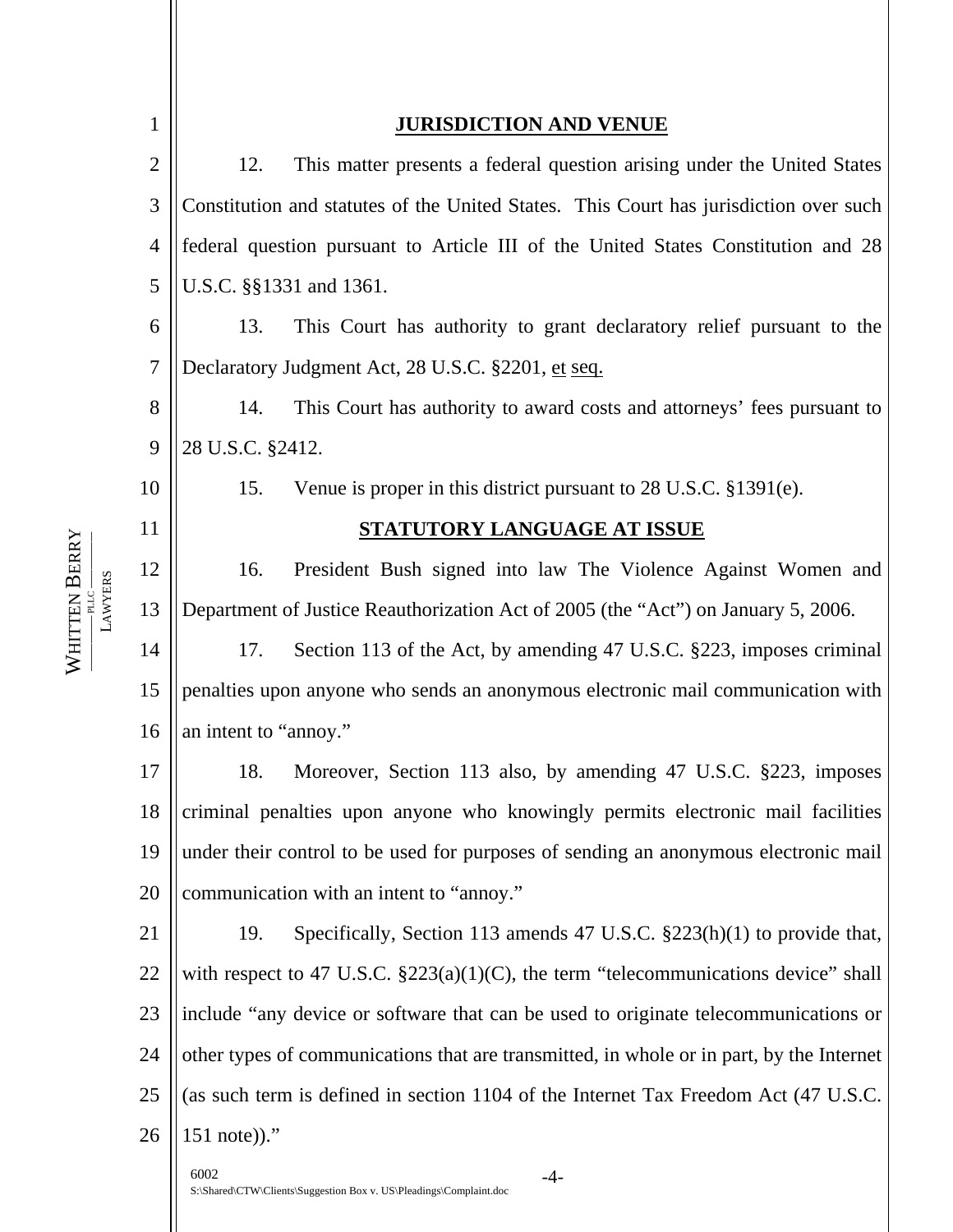## JURISDICTION AND VENUE

12. This matter presents a federal question arising under the United States Constitution and statutes of the United States. This Court has jurisdiction over such federal question pursuant to Article III of the United States Constitution and 28 U.S.C. §§1331 and 1361.

13. This Court has authority to grant declaratory relief pursuant to the Declaratory Judgment Act, 28 U.S.C. §2201, et seq.

14. This Court has authority to award costs and attorneys' fees pursuant to 28 U.S.C. §2412.

15. Venue is proper in this district pursuant to 28 U.S.C. §1391(e).

## STATUTORY LANGUAGE AT ISSUE

16. President Bush signed into law The Violence Against Women and Department of Justice Reauthorization Act of 2005 (the "Act") on January 5, 2006.

17. Section 113 of the Act, by amending 47 U.S.C. §223, imposes criminal penalties upon anyone who sends an anonymous electronic mail communication with an intent to "annoy."

18. Moreover, Section 113 also, by amending 47 U.S.C. §223, imposes criminal penalties upon anyone who knowingly permits electronic mail facilities under their control to be used for purposes of sending an anonymous electronic mail communication with an intent to "annoy."

19. Specifically, Section 113 amends 47 U.S.C. §223(h)(1) to provide that, with respect to 47 U.S.C. §223(a)(1)(C), the term "telecommunications device" shall include "any device or software that can be used to originate telecommunications or other types of communications that are transmitted, in whole or in part, by the Internet (as such term is defined in section 1104 of the Internet Tax Freedom Act (47 U.S.C. 151 note))."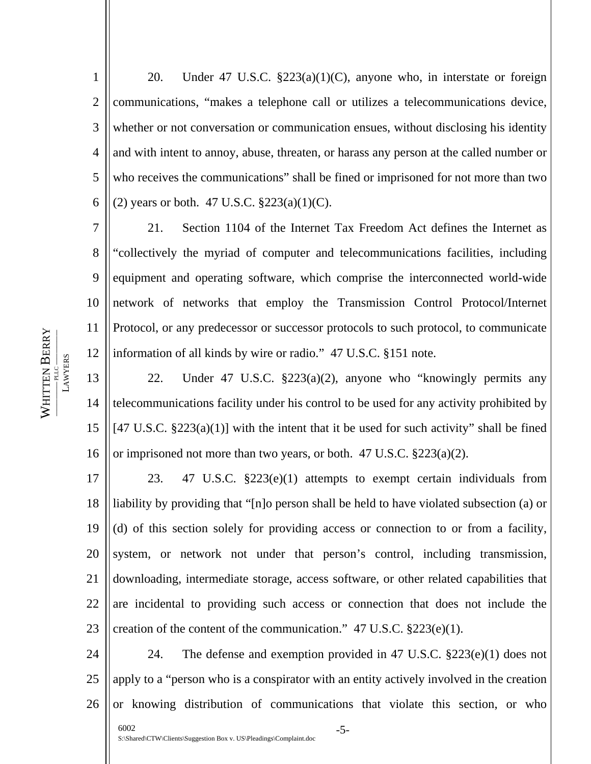20. Under 47 U.S.C. §223(a)(1)(C), anyone who, in interstate or foreign communications, "makes a telephone call or utilizes a telecommunications device, whether or not conversation or communication ensues, without disclosing his identity and with intent to annoy, abuse, threaten, or harass any person at the called number or who receives the communications" shall be fined or imprisoned for not more than two (2) years or both. 47 U.S.C. §223(a)(1)(C).

21. Section 1104 of the Internet Tax Freedom Act defines the Internet as "collectively the myriad of computer and telecommunications facilities, including equipment and operating software, which comprise the interconnected world-wide network of networks that employ the Transmission Control Protocol/Internet Protocol, or any predecessor or successor protocols to such protocol, to communicate information of all kinds by wire or radio." 47 U.S.C. §151 note.

22. Under 47 U.S.C. §223(a)(2), anyone who "knowingly permits any telecommunications facility under his control to be used for any activity prohibited by [47 U.S.C. §223(a)(1)] with the intent that it be used for such activity" shall be fined or imprisoned not more than two years, or both. 47 U.S.C. §223(a)(2).

23. 47 U.S.C. §223(e)(1) attempts to exempt certain individuals from liability by providing that "[n]o person shall be held to have violated subsection (a) or (d) of this section solely for providing access or connection to or from a facility, system, or network not under that person's control, including transmission, downloading, intermediate storage, access software, or other related capabilities that are incidental to providing such access or connection that does not include the creation of the content of the communication." 47 U.S.C. §223(e)(1).

24. The defense and exemption provided in 47 U.S.C. §223(e)(1) does not apply to a "person who is a conspirator with an entity actively involved in the creation or knowing distribution of communications that violate this section, or who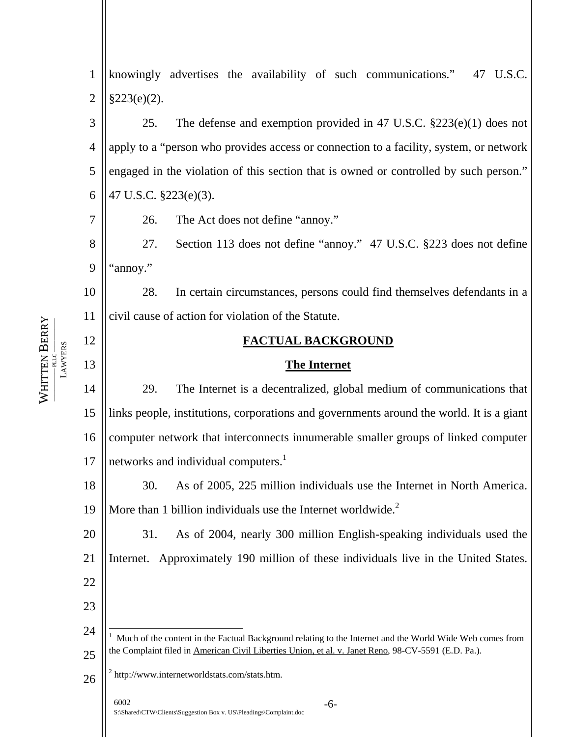knowingly advertises the availability of such communications." 47 U.S.C. §223(e)(2).

25. The defense and exemption provided in 47 U.S.C. §223(e)(1) does not apply to a "person who provides access or connection to a facility, system, or network engaged in the violation of this section that is owned or controlled by such person." 47 U.S.C. §223(e)(3).

26. The Act does not define "annoy."

27. Section 113 does not define "annoy." 47 U.S.C. §223 does not define "annoy."

28. In certain circumstances, persons could find themselves defendants in a civil cause of action for violation of the Statute.

## FACTUAL BACKGROUND

### The Internet

29. The Internet is a decentralized, global medium of communications that links people, institutions, corporations and governments around the world. It is a giant computer network that interconnects innumerable smaller groups of linked computer networks and individual computers.[1]

30. As of 2005, 225 million individuals use the Internet in North America. More than 1 billion individuals use the Internet worldwide.[2]

31. As of 2004, nearly 300 million English-speaking individuals used the Internet. Approximately 190 million of these individuals live in the United States.

---

[1] Much of the content in the Factual Background relating to the Internet and the World Wide Web comes from the Complaint filed in American Civil Liberties Union, et al. v. Janet Reno, 98-CV-5591 (E.D. Pa.).

[2] http://www.internetworldstats.com/stats.htm.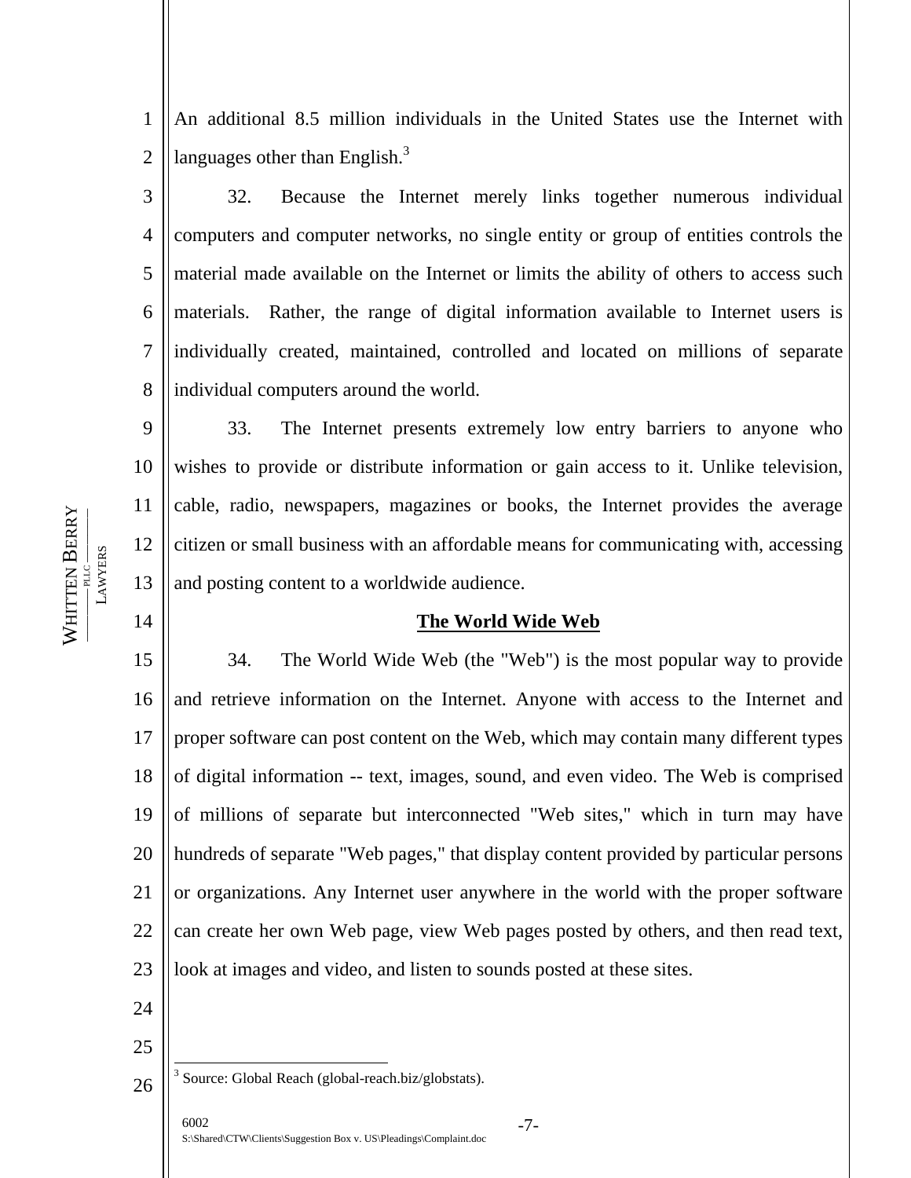An additional 8.5 million individuals in the United States use the Internet with languages other than English.[3]

32. Because the Internet merely links together numerous individual computers and computer networks, no single entity or group of entities controls the material made available on the Internet or limits the ability of others to access such materials. Rather, the range of digital information available to Internet users is individually created, maintained, controlled and located on millions of separate individual computers around the world.

33. The Internet presents extremely low entry barriers to anyone who wishes to provide or distribute information or gain access to it. Unlike television, cable, radio, newspapers, magazines or books, the Internet provides the average citizen or small business with an affordable means for communicating with, accessing and posting content to a worldwide audience.

## The World Wide Web

34. The World Wide Web (the "Web") is the most popular way to provide and retrieve information on the Internet. Anyone with access to the Internet and proper software can post content on the Web, which may contain many different types of digital information -- text, images, sound, and even video. The Web is comprised of millions of separate but interconnected "Web sites," which in turn may have hundreds of separate "Web pages," that display content provided by particular persons or organizations. Any Internet user anywhere in the world with the proper software can create her own Web page, view Web pages posted by others, and then read text, look at images and video, and listen to sounds posted at these sites.

---

[3] Source: Global Reach (global-reach.biz/globstats).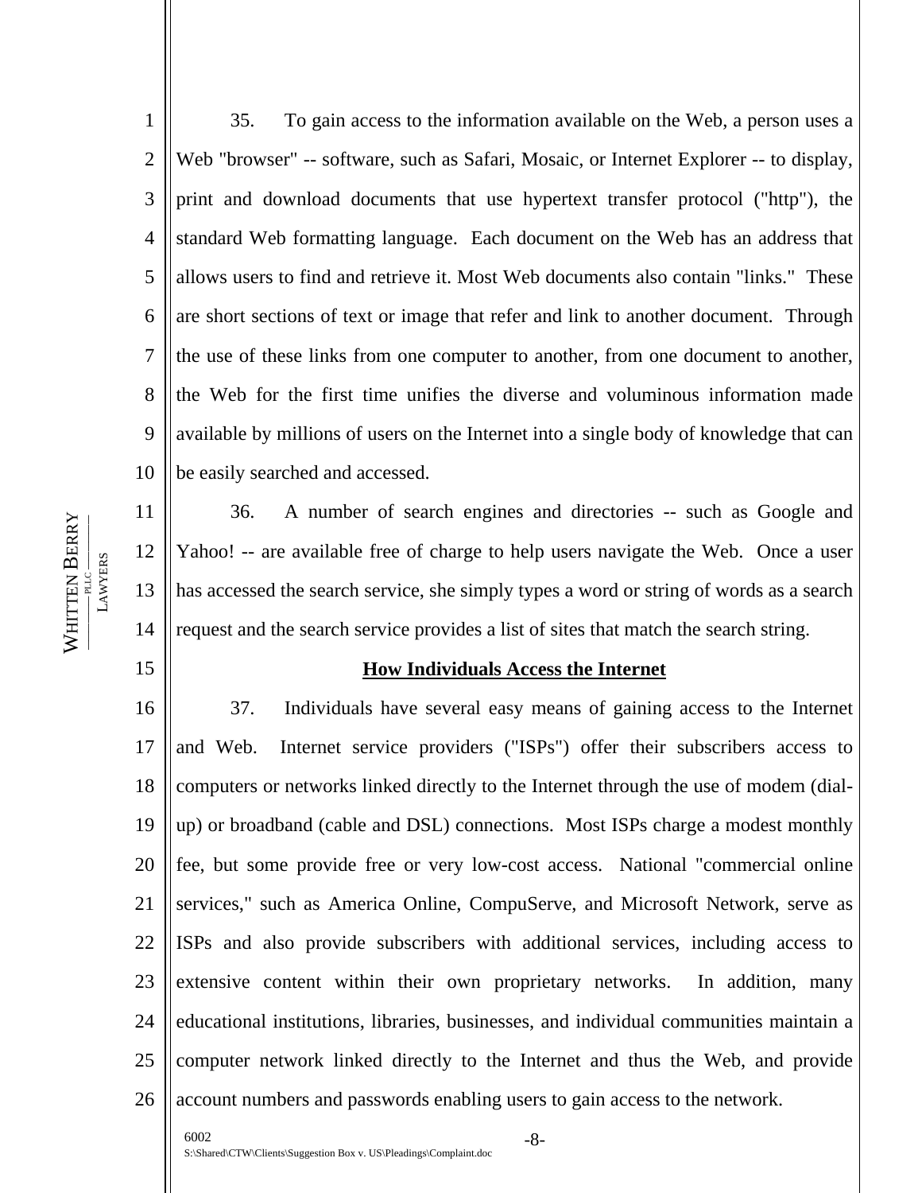35. To gain access to the information available on the Web, a person uses a Web "browser" -- software, such as Safari, Mosaic, or Internet Explorer -- to display, print and download documents that use hypertext transfer protocol ("http"), the standard Web formatting language. Each document on the Web has an address that allows users to find and retrieve it. Most Web documents also contain "links." These are short sections of text or image that refer and link to another document. Through the use of these links from one computer to another, from one document to another, the Web for the first time unifies the diverse and voluminous information made available by millions of users on the Internet into a single body of knowledge that can be easily searched and accessed.

36. A number of search engines and directories -- such as Google and Yahoo! -- are available free of charge to help users navigate the Web. Once a user has accessed the search service, she simply types a word or string of words as a search request and the search service provides a list of sites that match the search string.

## How Individuals Access the Internet

37. Individuals have several easy means of gaining access to the Internet and Web. Internet service providers ("ISPs") offer their subscribers access to computers or networks linked directly to the Internet through the use of modem (dial-up) or broadband (cable and DSL) connections. Most ISPs charge a modest monthly fee, but some provide free or very low-cost access. National "commercial online services," such as America Online, CompuServe, and Microsoft Network, serve as ISPs and also provide subscribers with additional services, including access to extensive content within their own proprietary networks. In addition, many educational institutions, libraries, businesses, and individual communities maintain a computer network linked directly to the Internet and thus the Web, and provide account numbers and passwords enabling users to gain access to the network.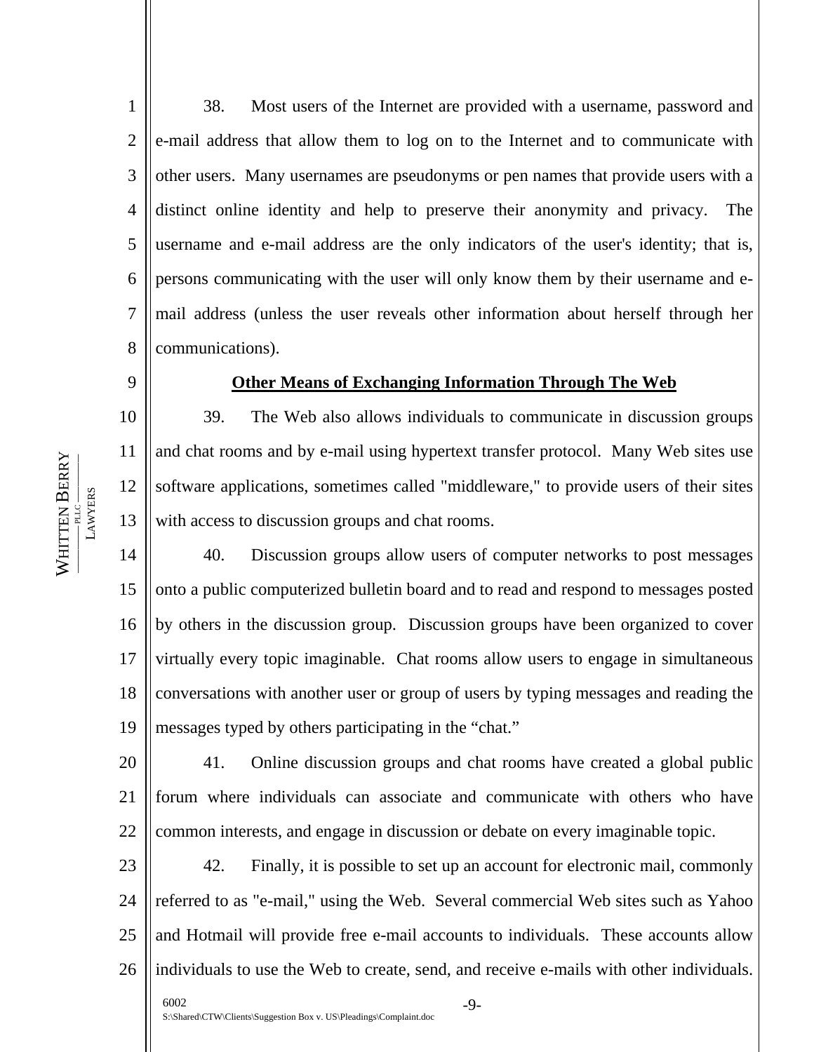38. Most users of the Internet are provided with a username, password and e-mail address that allow them to log on to the Internet and to communicate with other users. Many usernames are pseudonyms or pen names that provide users with a distinct online identity and help to preserve their anonymity and privacy. The username and e-mail address are the only indicators of the user's identity; that is, persons communicating with the user will only know them by their username and e-mail address (unless the user reveals other information about herself through her communications).

**Other Means of Exchanging Information Through The Web**

39. The Web also allows individuals to communicate in discussion groups and chat rooms and by e-mail using hypertext transfer protocol. Many Web sites use software applications, sometimes called "middleware," to provide users of their sites with access to discussion groups and chat rooms.

40. Discussion groups allow users of computer networks to post messages onto a public computerized bulletin board and to read and respond to messages posted by others in the discussion group. Discussion groups have been organized to cover virtually every topic imaginable. Chat rooms allow users to engage in simultaneous conversations with another user or group of users by typing messages and reading the messages typed by others participating in the "chat."

41. Online discussion groups and chat rooms have created a global public forum where individuals can associate and communicate with others who have common interests, and engage in discussion or debate on every imaginable topic.

42. Finally, it is possible to set up an account for electronic mail, commonly referred to as "e-mail," using the Web. Several commercial Web sites such as Yahoo and Hotmail will provide free e-mail accounts to individuals. These accounts allow individuals to use the Web to create, send, and receive e-mails with other individuals.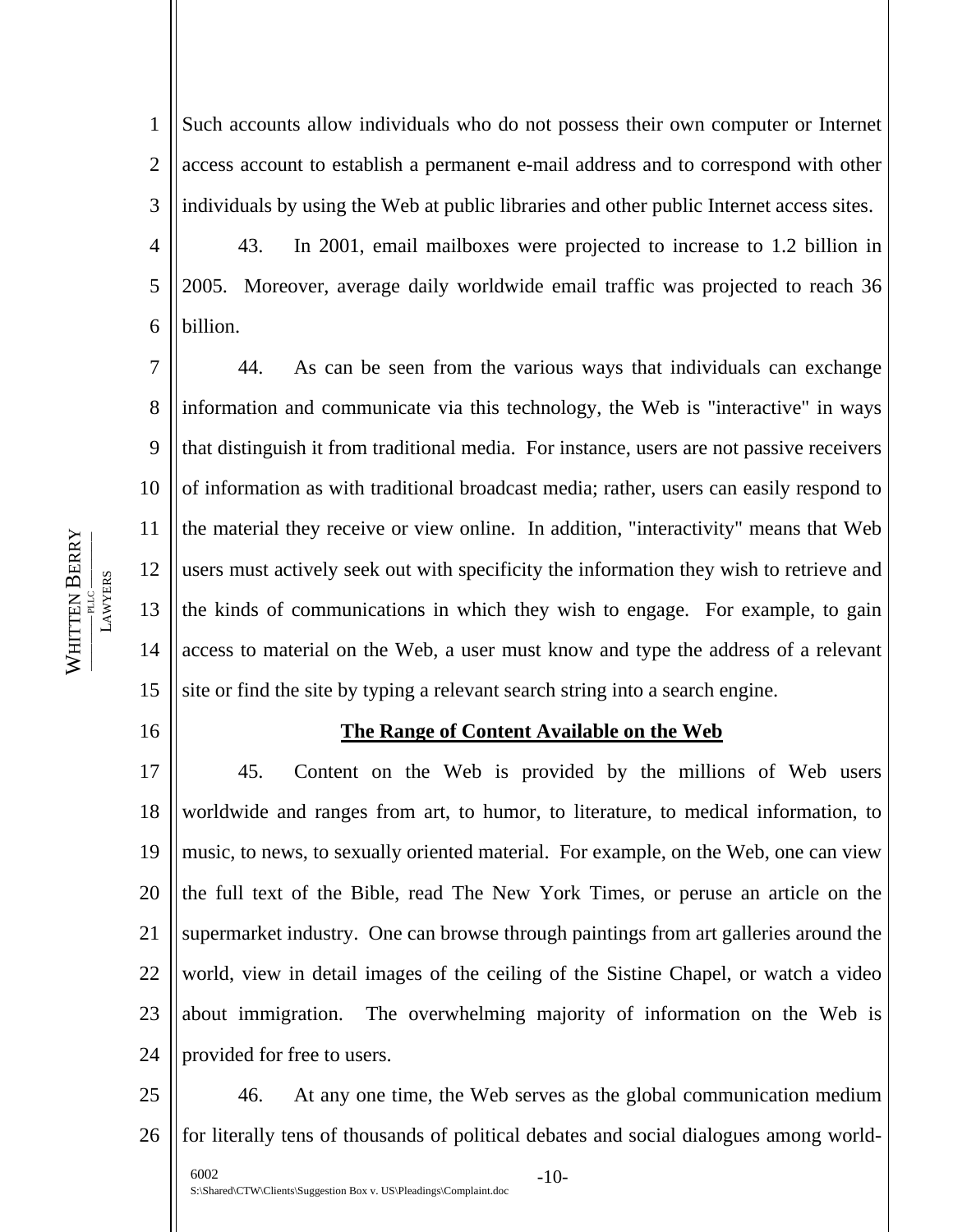Such accounts allow individuals who do not possess their own computer or Internet access account to establish a permanent e-mail address and to correspond with other individuals by using the Web at public libraries and other public Internet access sites.

43. In 2001, email mailboxes were projected to increase to 1.2 billion in 2005. Moreover, average daily worldwide email traffic was projected to reach 36 billion.

44. As can be seen from the various ways that individuals can exchange information and communicate via this technology, the Web is "interactive" in ways that distinguish it from traditional media. For instance, users are not passive receivers of information as with traditional broadcast media; rather, users can easily respond to the material they receive or view online. In addition, "interactivity" means that Web users must actively seek out with specificity the information they wish to retrieve and the kinds of communications in which they wish to engage. For example, to gain access to material on the Web, a user must know and type the address of a relevant site or find the site by typing a relevant search string into a search engine.

**The Range of Content Available on the Web**

45. Content on the Web is provided by the millions of Web users worldwide and ranges from art, to humor, to literature, to medical information, to music, to news, to sexually oriented material. For example, on the Web, one can view the full text of the Bible, read The New York Times, or peruse an article on the supermarket industry. One can browse through paintings from art galleries around the world, view in detail images of the ceiling of the Sistine Chapel, or watch a video about immigration. The overwhelming majority of information on the Web is provided for free to users.

46. At any one time, the Web serves as the global communication medium for literally tens of thousands of political debates and social dialogues among world-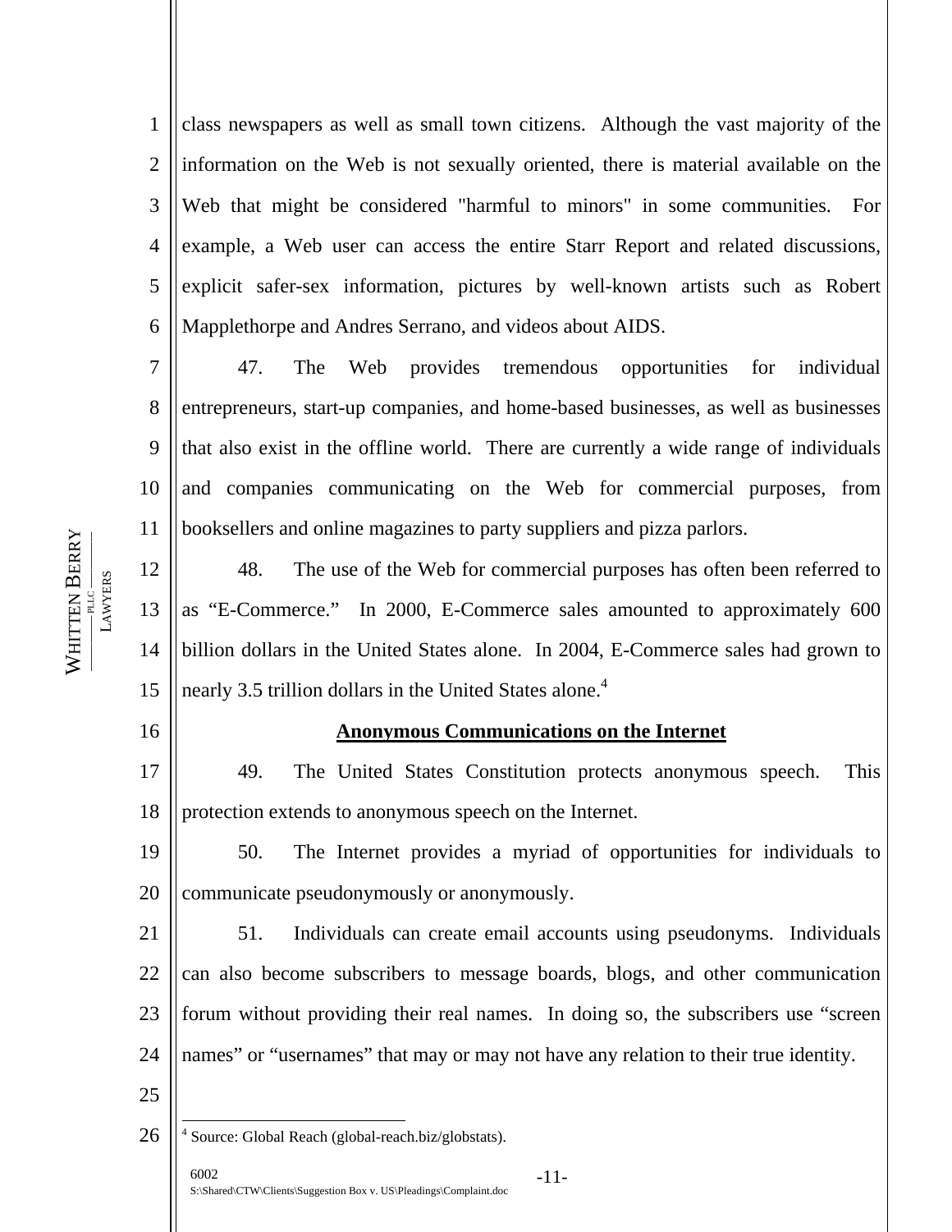class newspapers as well as small town citizens. Although the vast majority of the information on the Web is not sexually oriented, there is material available on the Web that might be considered "harmful to minors" in some communities. For example, a Web user can access the entire Starr Report and related discussions, explicit safer-sex information, pictures by well-known artists such as Robert Mapplethorpe and Andres Serrano, and videos about AIDS.

47. The Web provides tremendous opportunities for individual entrepreneurs, start-up companies, and home-based businesses, as well as businesses that also exist in the offline world. There are currently a wide range of individuals and companies communicating on the Web for commercial purposes, from booksellers and online magazines to party suppliers and pizza parlors.

48. The use of the Web for commercial purposes has often been referred to as "E-Commerce." In 2000, E-Commerce sales amounted to approximately 600 billion dollars in the United States alone. In 2004, E-Commerce sales had grown to nearly 3.5 trillion dollars in the United States alone.[4]

**Anonymous Communications on the Internet**

49. The United States Constitution protects anonymous speech. This protection extends to anonymous speech on the Internet.

50. The Internet provides a myriad of opportunities for individuals to communicate pseudonymously or anonymously.

51. Individuals can create email accounts using pseudonyms. Individuals can also become subscribers to message boards, blogs, and other communication forum without providing their real names. In doing so, the subscribers use "screen names" or "usernames" that may or may not have any relation to their true identity.

---

[4] Source: Global Reach (global-reach.biz/globstats).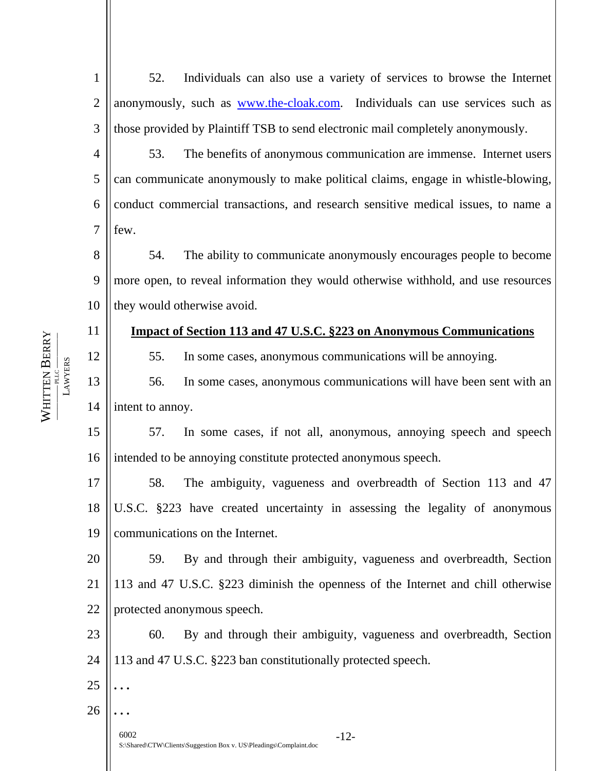52. Individuals can also use a variety of services to browse the Internet anonymously, such as www.the-cloak.com. Individuals can use services such as those provided by Plaintiff TSB to send electronic mail completely anonymously.

53. The benefits of anonymous communication are immense. Internet users can communicate anonymously to make political claims, engage in whistle-blowing, conduct commercial transactions, and research sensitive medical issues, to name a few.

54. The ability to communicate anonymously encourages people to become more open, to reveal information they would otherwise withhold, and use resources they would otherwise avoid.

**Impact of Section 113 and 47 U.S.C. §223 on Anonymous Communications**

55. In some cases, anonymous communications will be annoying.

56. In some cases, anonymous communications will have been sent with an intent to annoy.

57. In some cases, if not all, anonymous, annoying speech and speech intended to be annoying constitute protected anonymous speech.

58. The ambiguity, vagueness and overbreadth of Section 113 and 47 U.S.C. §223 have created uncertainty in assessing the legality of anonymous communications on the Internet.

59. By and through their ambiguity, vagueness and overbreadth, Section 113 and 47 U.S.C. §223 diminish the openness of the Internet and chill otherwise protected anonymous speech.

60. By and through their ambiguity, vagueness and overbreadth, Section 113 and 47 U.S.C. §223 ban constitutionally protected speech.

. . .

. . .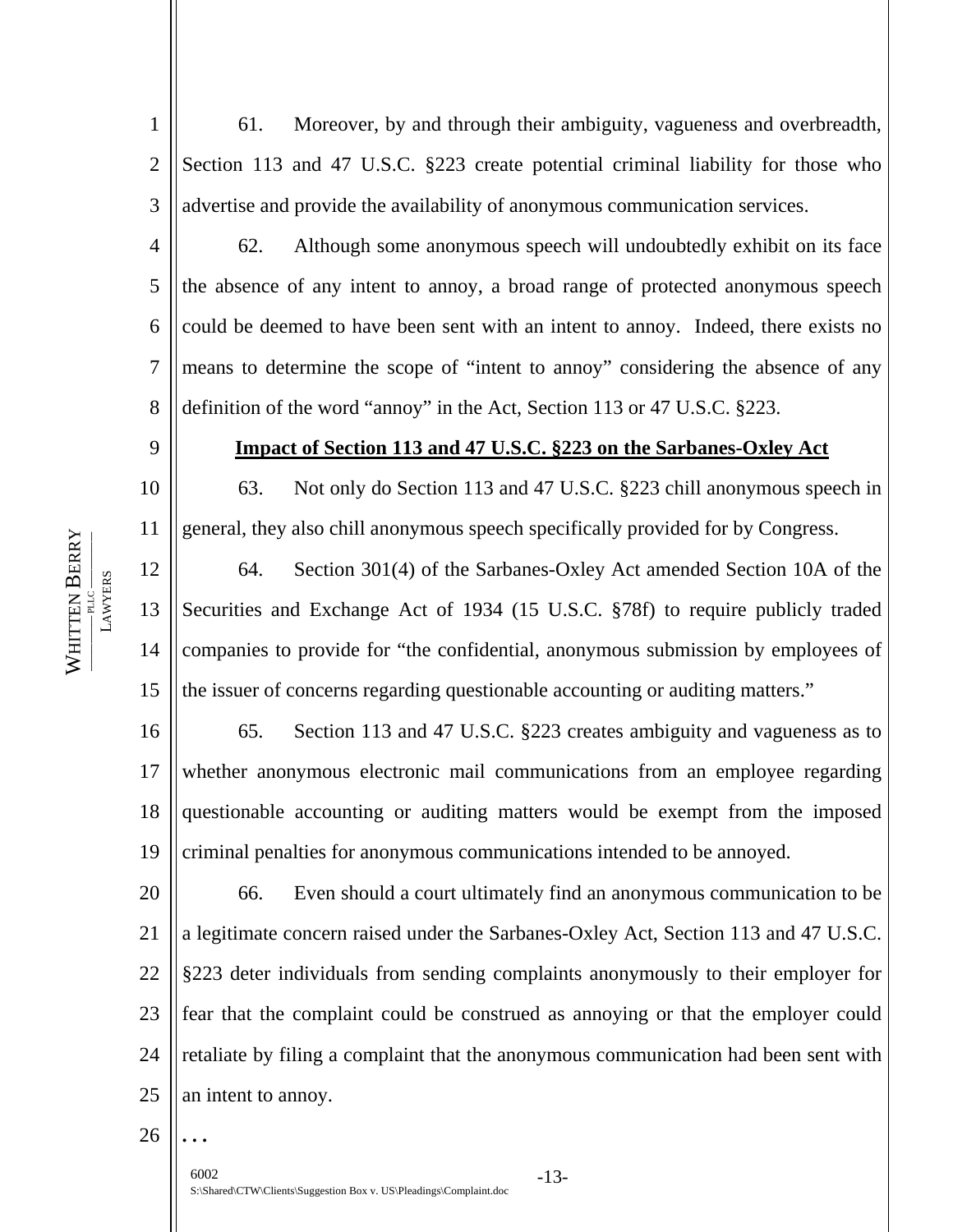61. Moreover, by and through their ambiguity, vagueness and overbreadth, Section 113 and 47 U.S.C. §223 create potential criminal liability for those who advertise and provide the availability of anonymous communication services.

62. Although some anonymous speech will undoubtedly exhibit on its face the absence of any intent to annoy, a broad range of protected anonymous speech could be deemed to have been sent with an intent to annoy. Indeed, there exists no means to determine the scope of "intent to annoy" considering the absence of any definition of the word "annoy" in the Act, Section 113 or 47 U.S.C. §223.

**Impact of Section 113 and 47 U.S.C. §223 on the Sarbanes-Oxley Act**

63. Not only do Section 113 and 47 U.S.C. §223 chill anonymous speech in general, they also chill anonymous speech specifically provided for by Congress.

64. Section 301(4) of the Sarbanes-Oxley Act amended Section 10A of the Securities and Exchange Act of 1934 (15 U.S.C. §78f) to require publicly traded companies to provide for "the confidential, anonymous submission by employees of the issuer of concerns regarding questionable accounting or auditing matters."

65. Section 113 and 47 U.S.C. §223 creates ambiguity and vagueness as to whether anonymous electronic mail communications from an employee regarding questionable accounting or auditing matters would be exempt from the imposed criminal penalties for anonymous communications intended to be annoyed.

66. Even should a court ultimately find an anonymous communication to be a legitimate concern raised under the Sarbanes-Oxley Act, Section 113 and 47 U.S.C. §223 deter individuals from sending complaints anonymously to their employer for fear that the complaint could be construed as annoying or that the employer could retaliate by filing a complaint that the anonymous communication had been sent with an intent to annoy.

. . .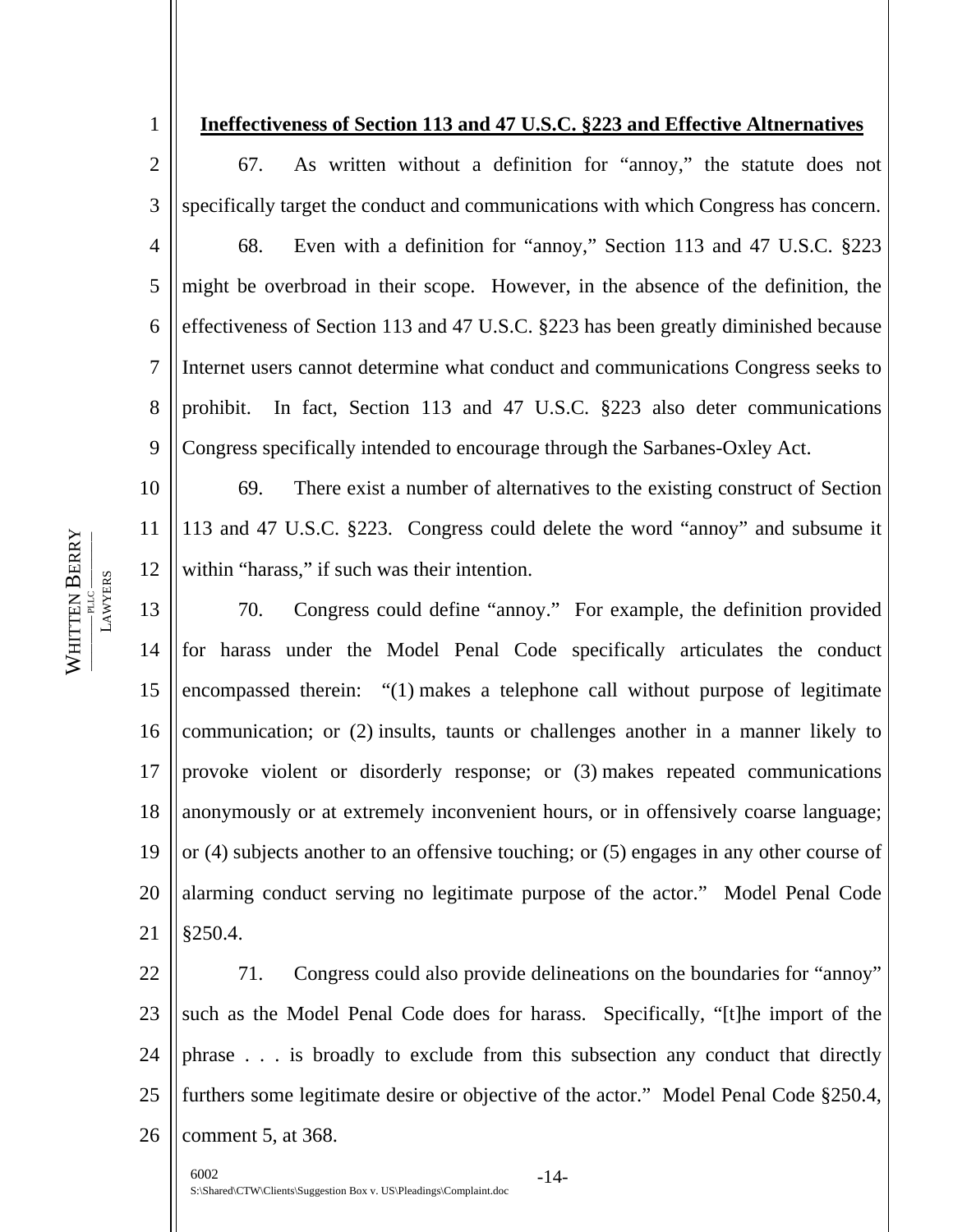**Ineffectiveness of Section 113 and 47 U.S.C. §223 and Effective Altnernatives**

67. As written without a definition for "annoy," the statute does not specifically target the conduct and communications with which Congress has concern.

68. Even with a definition for "annoy," Section 113 and 47 U.S.C. §223 might be overbroad in their scope. However, in the absence of the definition, the effectiveness of Section 113 and 47 U.S.C. §223 has been greatly diminished because Internet users cannot determine what conduct and communications Congress seeks to prohibit. In fact, Section 113 and 47 U.S.C. §223 also deter communications Congress specifically intended to encourage through the Sarbanes-Oxley Act.

69. There exist a number of alternatives to the existing construct of Section 113 and 47 U.S.C. §223. Congress could delete the word "annoy" and subsume it within "harass," if such was their intention.

70. Congress could define "annoy." For example, the definition provided for harass under the Model Penal Code specifically articulates the conduct encompassed therein: "(1) makes a telephone call without purpose of legitimate communication; or (2) insults, taunts or challenges another in a manner likely to provoke violent or disorderly response; or (3) makes repeated communications anonymously or at extremely inconvenient hours, or in offensively coarse language; or (4) subjects another to an offensive touching; or (5) engages in any other course of alarming conduct serving no legitimate purpose of the actor." Model Penal Code §250.4.

71. Congress could also provide delineations on the boundaries for "annoy" such as the Model Penal Code does for harass. Specifically, "[t]he import of the phrase . . . is broadly to exclude from this subsection any conduct that directly furthers some legitimate desire or objective of the actor." Model Penal Code §250.4, comment 5, at 368.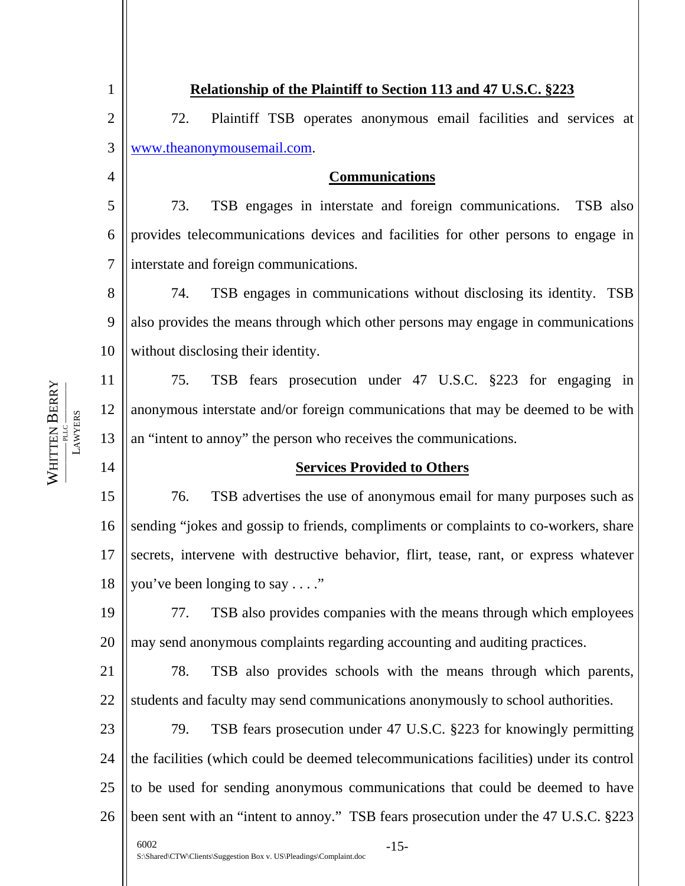## Relationship of the Plaintiff to Section 113 and 47 U.S.C. §223

72. Plaintiff TSB operates anonymous email facilities and services at www.theanonymousemail.com.

### Communications

73. TSB engages in interstate and foreign communications. TSB also provides telecommunications devices and facilities for other persons to engage in interstate and foreign communications.

74. TSB engages in communications without disclosing its identity. TSB also provides the means through which other persons may engage in communications without disclosing their identity.

75. TSB fears prosecution under 47 U.S.C. §223 for engaging in anonymous interstate and/or foreign communications that may be deemed to be with an "intent to annoy" the person who receives the communications.

### Services Provided to Others

76. TSB advertises the use of anonymous email for many purposes such as sending "jokes and gossip to friends, compliments or complaints to co-workers, share secrets, intervene with destructive behavior, flirt, tease, rant, or express whatever you've been longing to say . . . ."

77. TSB also provides companies with the means through which employees may send anonymous complaints regarding accounting and auditing practices.

78. TSB also provides schools with the means through which parents, students and faculty may send communications anonymously to school authorities.

79. TSB fears prosecution under 47 U.S.C. §223 for knowingly permitting the facilities (which could be deemed telecommunications facilities) under its control to be used for sending anonymous communications that could be deemed to have been sent with an "intent to annoy." TSB fears prosecution under the 47 U.S.C. §223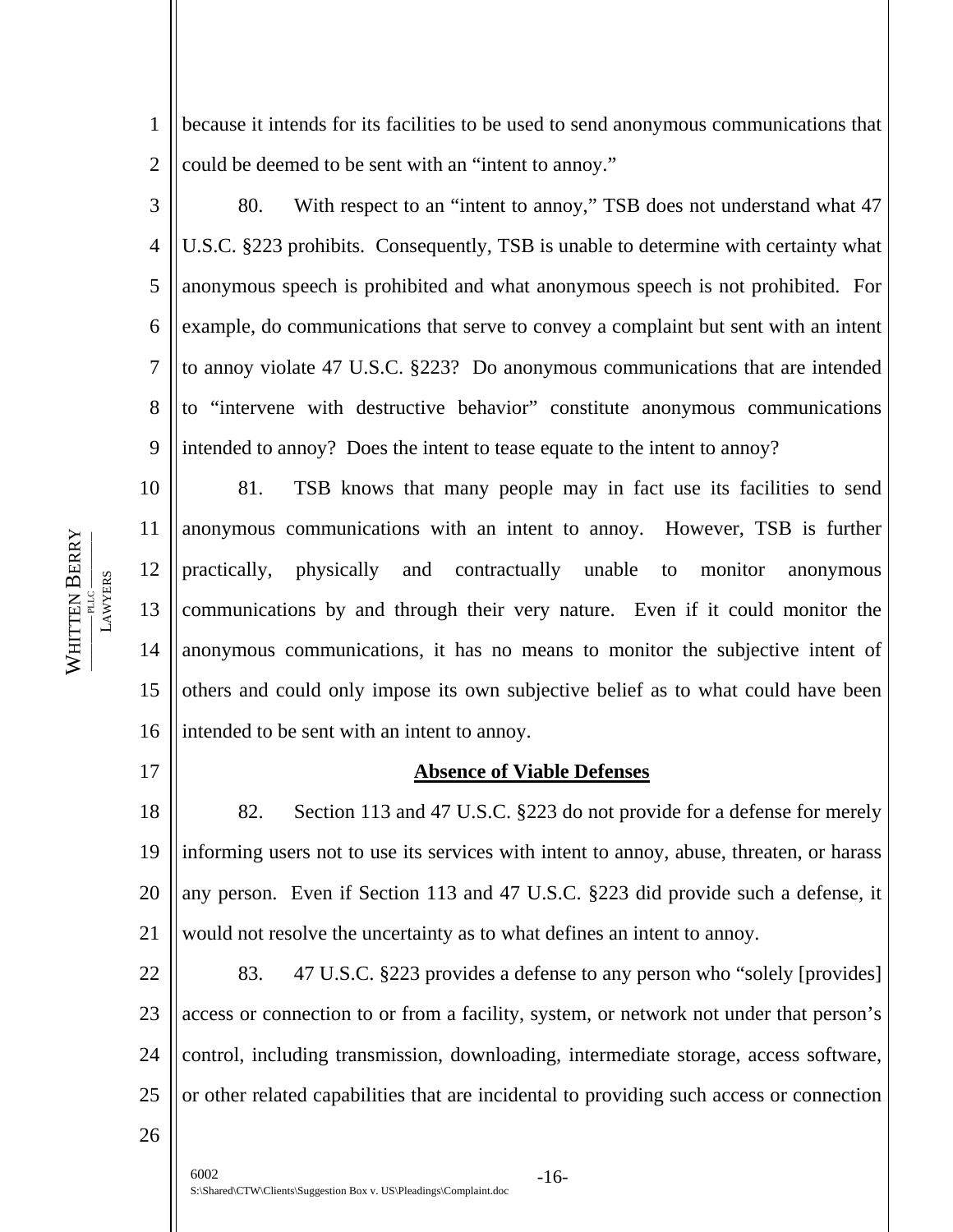because it intends for its facilities to be used to send anonymous communications that could be deemed to be sent with an "intent to annoy."

80. With respect to an "intent to annoy," TSB does not understand what 47 U.S.C. §223 prohibits. Consequently, TSB is unable to determine with certainty what anonymous speech is prohibited and what anonymous speech is not prohibited. For example, do communications that serve to convey a complaint but sent with an intent to annoy violate 47 U.S.C. §223? Do anonymous communications that are intended to "intervene with destructive behavior" constitute anonymous communications intended to annoy? Does the intent to tease equate to the intent to annoy?

81. TSB knows that many people may in fact use its facilities to send anonymous communications with an intent to annoy. However, TSB is further practically, physically and contractually unable to monitor anonymous communications by and through their very nature. Even if it could monitor the anonymous communications, it has no means to monitor the subjective intent of others and could only impose its own subjective belief as to what could have been intended to be sent with an intent to annoy.

**Absence of Viable Defenses**

82. Section 113 and 47 U.S.C. §223 do not provide for a defense for merely informing users not to use its services with intent to annoy, abuse, threaten, or harass any person. Even if Section 113 and 47 U.S.C. §223 did provide such a defense, it would not resolve the uncertainty as to what defines an intent to annoy.

83. 47 U.S.C. §223 provides a defense to any person who "solely [provides] access or connection to or from a facility, system, or network not under that person's control, including transmission, downloading, intermediate storage, access software, or other related capabilities that are incidental to providing such access or connection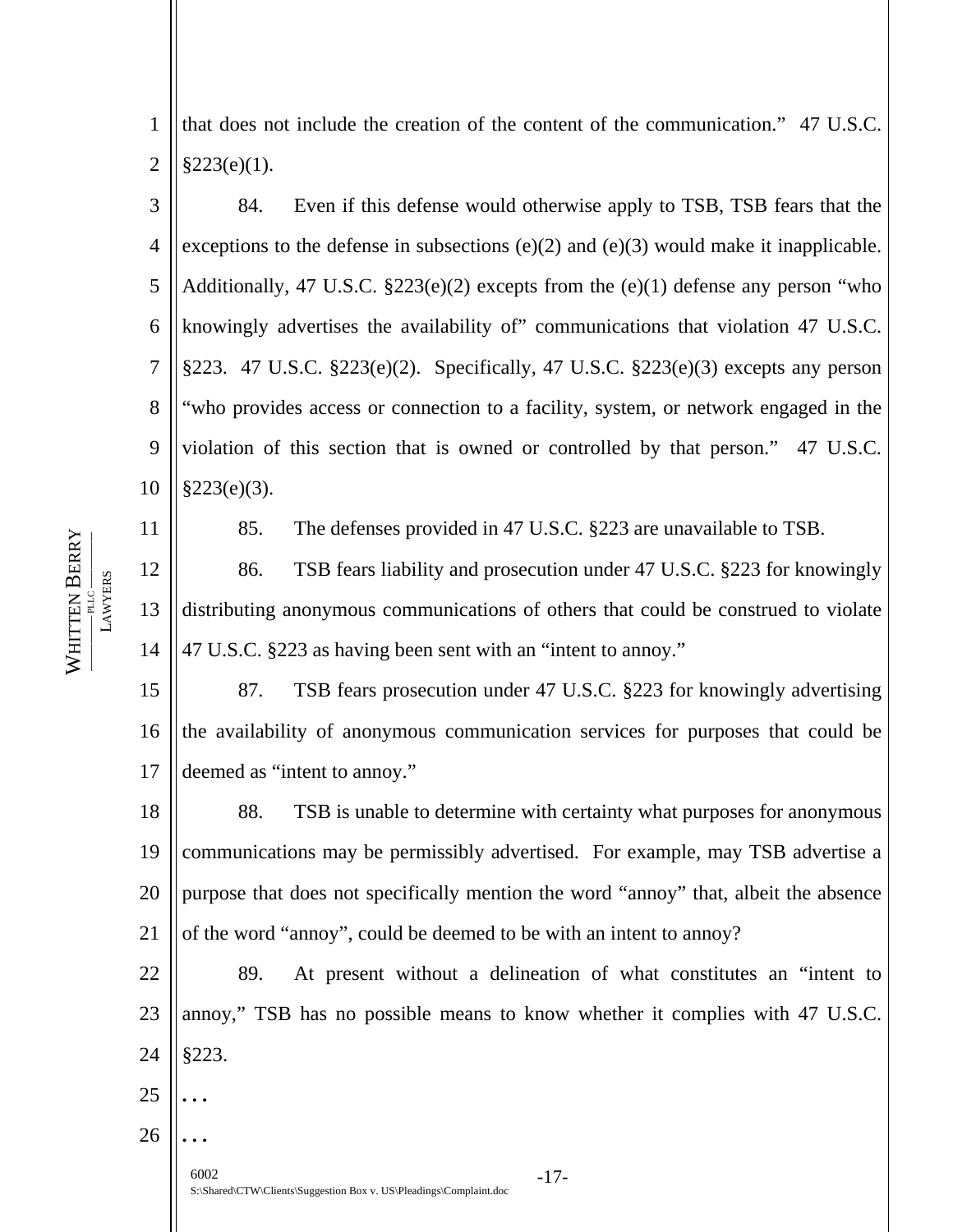that does not include the creation of the content of the communication." 47 U.S.C. §223(e)(1).

84. Even if this defense would otherwise apply to TSB, TSB fears that the exceptions to the defense in subsections (e)(2) and (e)(3) would make it inapplicable. Additionally, 47 U.S.C. §223(e)(2) excepts from the (e)(1) defense any person "who knowingly advertises the availability of" communications that violation 47 U.S.C. §223. 47 U.S.C. §223(e)(2). Specifically, 47 U.S.C. §223(e)(3) excepts any person "who provides access or connection to a facility, system, or network engaged in the violation of this section that is owned or controlled by that person." 47 U.S.C. §223(e)(3).

85. The defenses provided in 47 U.S.C. §223 are unavailable to TSB.

86. TSB fears liability and prosecution under 47 U.S.C. §223 for knowingly distributing anonymous communications of others that could be construed to violate 47 U.S.C. §223 as having been sent with an "intent to annoy."

87. TSB fears prosecution under 47 U.S.C. §223 for knowingly advertising the availability of anonymous communication services for purposes that could be deemed as "intent to annoy."

88. TSB is unable to determine with certainty what purposes for anonymous communications may be permissibly advertised. For example, may TSB advertise a purpose that does not specifically mention the word "annoy" that, albeit the absence of the word "annoy", could be deemed to be with an intent to annoy?

89. At present without a delineation of what constitutes an "intent to annoy," TSB has no possible means to know whether it complies with 47 U.S.C. §223.

. . .

. . .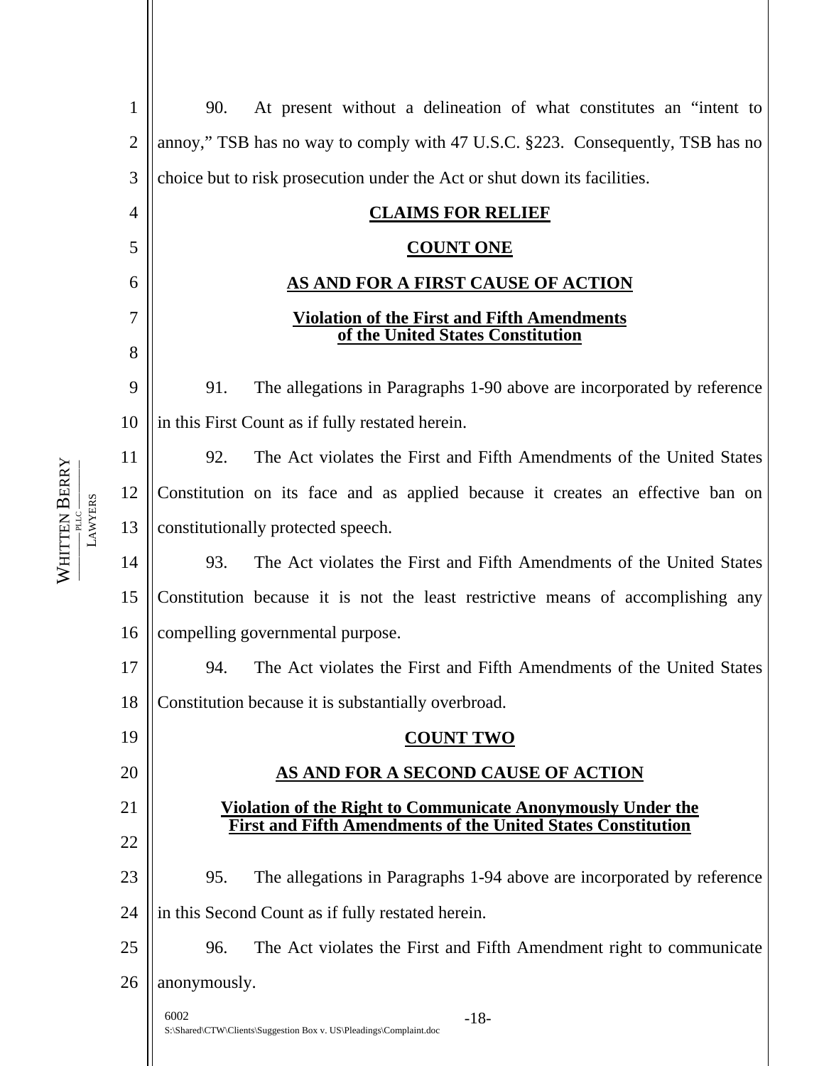90. At present without a delineation of what constitutes an "intent to annoy," TSB has no way to comply with 47 U.S.C. §223. Consequently, TSB has no choice but to risk prosecution under the Act or shut down its facilities.

## CLAIMS FOR RELIEF

### COUNT ONE

### AS AND FOR A FIRST CAUSE OF ACTION

**Violation of the First and Fifth Amendments of the United States Constitution**

91. The allegations in Paragraphs 1-90 above are incorporated by reference in this First Count as if fully restated herein.

92. The Act violates the First and Fifth Amendments of the United States Constitution on its face and as applied because it creates an effective ban on constitutionally protected speech.

93. The Act violates the First and Fifth Amendments of the United States Constitution because it is not the least restrictive means of accomplishing any compelling governmental purpose.

94. The Act violates the First and Fifth Amendments of the United States Constitution because it is substantially overbroad.

### COUNT TWO

### AS AND FOR A SECOND CAUSE OF ACTION

**Violation of the Right to Communicate Anonymously Under the First and Fifth Amendments of the United States Constitution**

95. The allegations in Paragraphs 1-94 above are incorporated by reference in this Second Count as if fully restated herein.

96. The Act violates the First and Fifth Amendment right to communicate anonymously.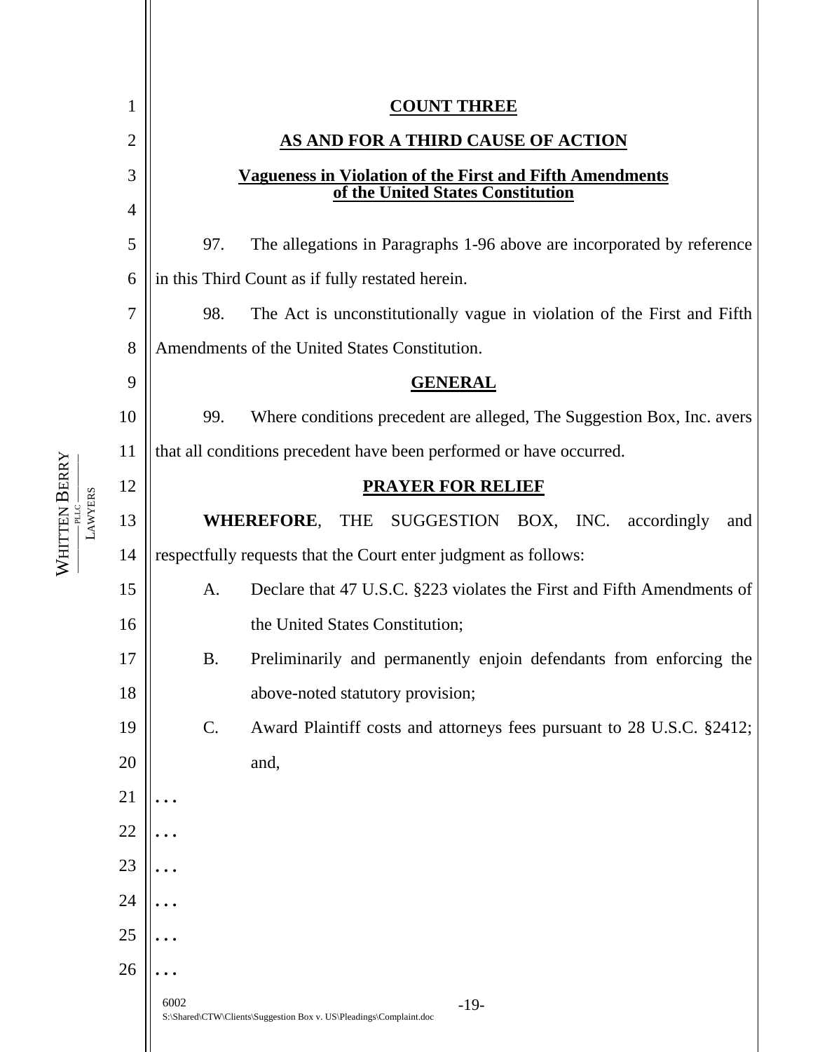**COUNT THREE**

**AS AND FOR A THIRD CAUSE OF ACTION**

**Vagueness in Violation of the First and Fifth Amendments of the United States Constitution**

97. The allegations in Paragraphs 1-96 above are incorporated by reference in this Third Count as if fully restated herein.

98. The Act is unconstitutionally vague in violation of the First and Fifth Amendments of the United States Constitution.

**GENERAL**

99. Where conditions precedent are alleged, The Suggestion Box, Inc. avers that all conditions precedent have been performed or have occurred.

**PRAYER FOR RELIEF**

**WHEREFORE**, THE SUGGESTION BOX, INC. accordingly and respectfully requests that the Court enter judgment as follows:

A. Declare that 47 U.S.C. §223 violates the First and Fifth Amendments of the United States Constitution;

B. Preliminarily and permanently enjoin defendants from enforcing the above-noted statutory provision;

C. Award Plaintiff costs and attorneys fees pursuant to 28 U.S.C. §2412; and,

. . .

. . .

. . .

. . .

. . .

. . .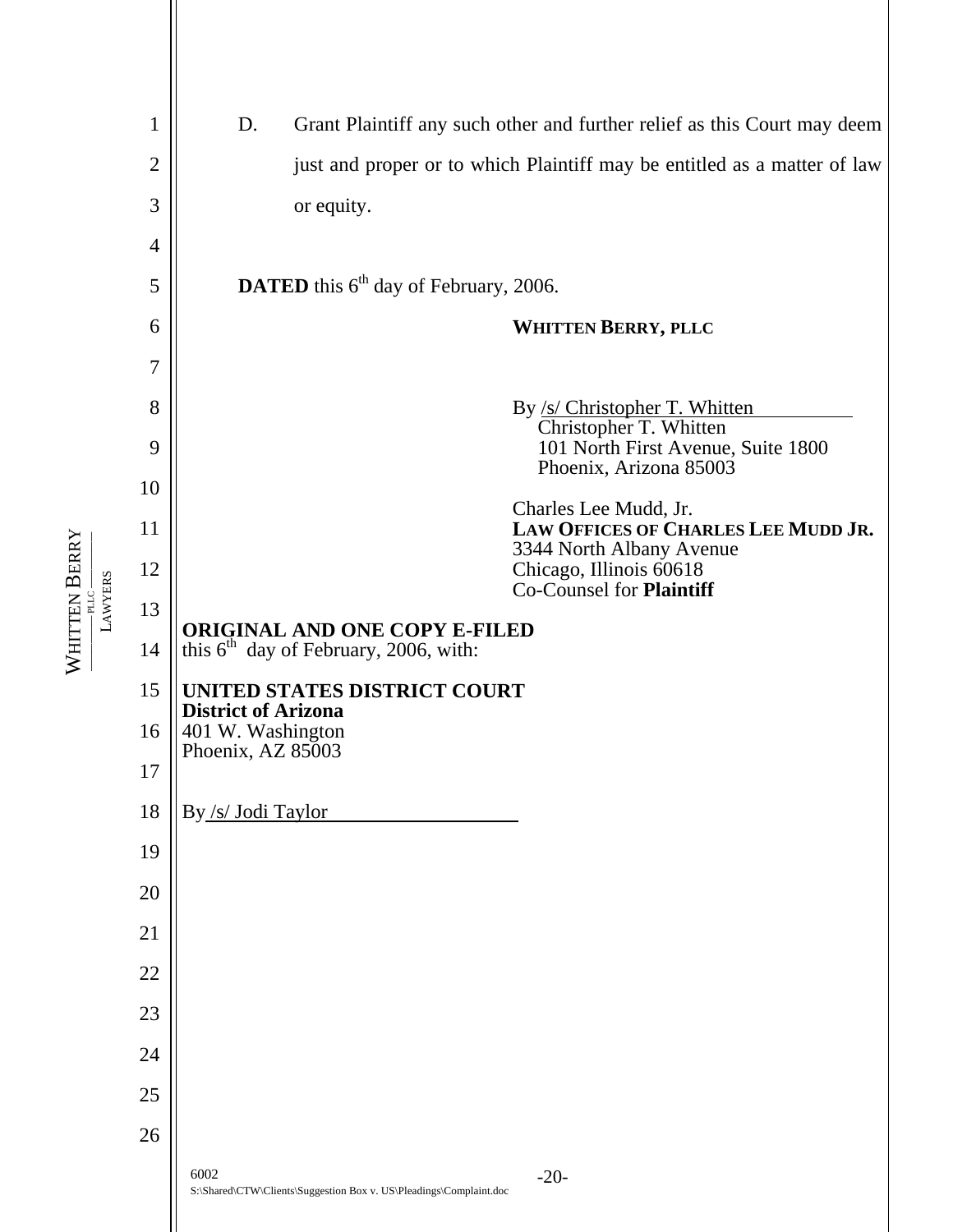D. Grant Plaintiff any such other and further relief as this Court may deem just and proper or to which Plaintiff may be entitled as a matter of law or equity.

**DATED** this 6th day of February, 2006.

**WHITTEN BERRY, PLLC**

By /s/ Christopher T. Whitten
Christopher T. Whitten
101 North First Avenue, Suite 1800
Phoenix, Arizona 85003

Charles Lee Mudd, Jr.
**LAW OFFICES OF CHARLES LEE MUDD JR.**
3344 North Albany Avenue
Chicago, Illinois 60618
Co-Counsel for **Plaintiff**

**ORIGINAL AND ONE COPY E-FILED**
this 6th day of February, 2006, with:

**UNITED STATES DISTRICT COURT**
**District of Arizona**
401 W. Washington
Phoenix, AZ 85003

By /s/ Jodi Taylor

6002
S:\Shared\CTW\Clients\Suggestion Box v. US\Pleadings\Complaint.doc